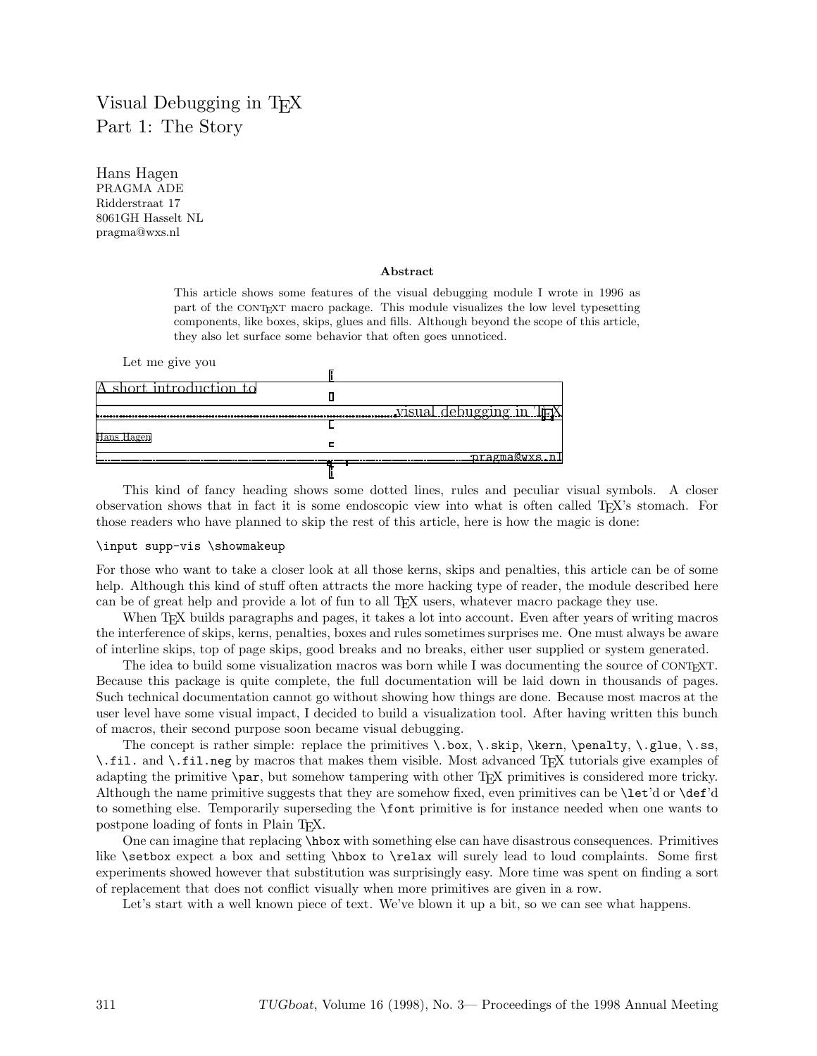# Visual Debugging in TEX
## Part 1: The Story

Hans Hagen
PRAGMA ADE
Ridderstraat 17
8061GH Hasselt NL
pragma@wxs.nl

**Abstract**

This article shows some features of the visual debugging module I wrote in 1996 as part of the CONTEXT macro package. This module visualizes the low level typesetting components, like boxes, skips, glues and fills. Although beyond the scope of this article, they also let surface some behavior that often goes unnoticed.

Let me give you

A short introduction to

visual debugging in TEX

Hans Hagen

pragma@wxs.nl

This kind of fancy heading shows some dotted lines, rules and peculiar visual symbols. A closer observation shows that in fact it is some endoscopic view into what is often called TEX's stomach. For those readers who have planned to skip the rest of this article, here is how the magic is done:

```
\input supp-vis \showmakeup
```

For those who want to take a closer look at all those kerns, skips and penalties, this article can be of some help. Although this kind of stuff often attracts the more hacking type of reader, the module described here can be of great help and provide a lot of fun to all TEX users, whatever macro package they use.

When TEX builds paragraphs and pages, it takes a lot into account. Even after years of writing macros the interference of skips, kerns, penalties, boxes and rules sometimes surprises me. One must always be aware of interline skips, top of page skips, good breaks and no breaks, either user supplied or system generated.

The idea to build some visualization macros was born while I was documenting the source of CONTEXT. Because this package is quite complete, the full documentation will be laid down in thousands of pages. Such technical documentation cannot go without showing how things are done. Because most macros at the user level have some visual impact, I decided to build a visualization tool. After having written this bunch of macros, their second purpose soon became visual debugging.

The concept is rather simple: replace the primitives `\.box`, `\.skip`, `\kern`, `\penalty`, `\.glue`, `\.ss`, `\.fil.` and `\.fil.neg` by macros that makes them visible. Most advanced TEX tutorials give examples of adapting the primitive `\par`, but somehow tampering with other TEX primitives is considered more tricky. Although the name primitive suggests that they are somehow fixed, even primitives can be `\let`'d or `\def`'d to something else. Temporarily superseding the `\font` primitive is for instance needed when one wants to postpone loading of fonts in Plain TEX.

One can imagine that replacing `\hbox` with something else can have disastrous consequences. Primitives like `\setbox` expect a box and setting `\hbox` to `\relax` will surely lead to loud complaints. Some first experiments showed however that substitution was surprisingly easy. More time was spent on finding a sort of replacement that does not conflict visually when more primitives are given in a row.

Let's start with a well known piece of text. We've blown it up a bit, so we can see what happens.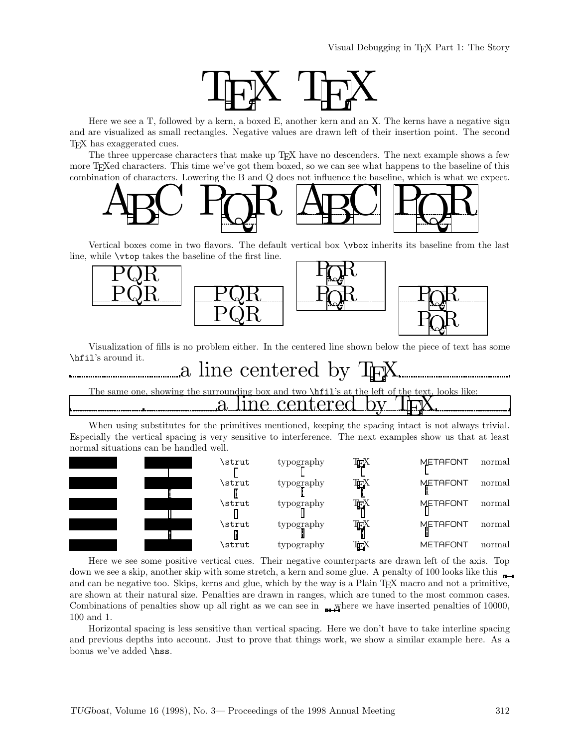TEX TEX

Here we see a T, followed by a kern, a boxed E, another kern and an X. The kerns have a negative sign and are visualized as small rectangles. Negative values are drawn left of their insertion point. The second TEX has exaggerated cues.

The three uppercase characters that make up TEX have no descenders. The next example shows a few more TEXed characters. This time we've got them boxed, so we can see what happens to the baseline of this combination of characters. Lowering the B and Q does not influence the baseline, which is what we expect.

ABC PQR ABC PQR

Vertical boxes come in two flavors. The default vertical box `\vbox` inherits its baseline from the last line, while `\vtop` takes the baseline of the first line.

PQR PQR PQR PQR PQR PQR PQR PQR

Visualization of fills is no problem either. In the centered line shown below the piece of text has some `\hfil`'s around it.

a line centered by TEX

The same one, showing the surrounding box and two `\hfil`'s at the left of the text, looks like:

a line centered by TEX

When using substitutes for the primitives mentioned, keeping the spacing intact is not always trivial. Especially the vertical spacing is very sensitive to interference. The next examples show us that at least normal situations can be handled well.

| | | | | | | |
|---|---|---|---|---|---|---|
| | | `\strut` | typography | TEX | METAFONT | normal |
| | | `\strut` | typography | TEX | METAFONT | normal |
| | | `\strut` | typography | TEX | METAFONT | normal |
| | | `\strut` | typography | TEX | METAFONT | normal |
| | | `\strut` | typography | TEX | METAFONT | normal |

Here we see some positive vertical cues. Their negative counterparts are drawn left of the axis. Top down we see a skip, another skip with some stretch, a kern and some glue. A penalty of 100 looks like this and can be negative too. Skips, kerns and glue, which by the way is a Plain TEX macro and not a primitive, are shown at their natural size. Penalties are drawn in ranges, which are tuned to the most common cases. Combinations of penalties show up all right as we can see in where we have inserted penalties of 10000, 100 and 1.

Horizontal spacing is less sensitive than vertical spacing. Here we don't have to take interline spacing and previous depths into account. Just to prove that things work, we show a similar example here. As a bonus we've added `\hss`.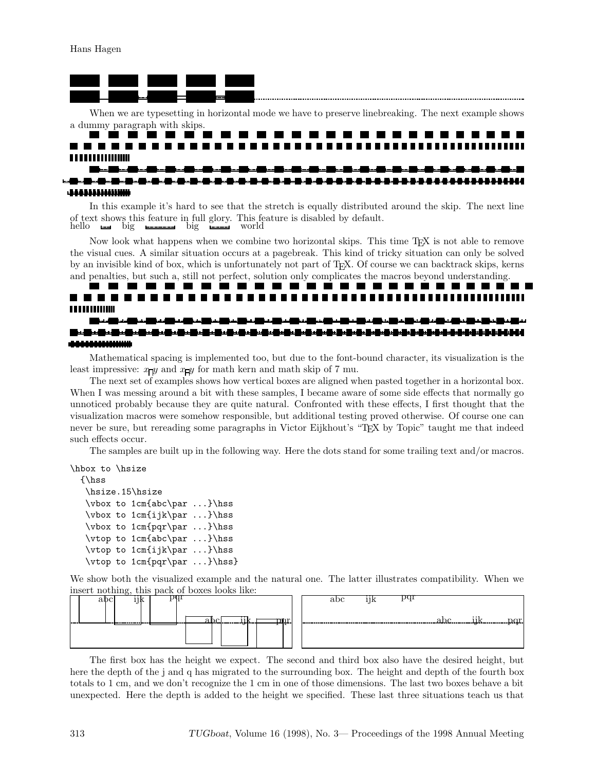When we are typesetting in horizontal mode we have to preserve linebreaking. The next example shows a dummy paragraph with skips.

In this example it's hard to see that the stretch is equally distributed around the skip. The next line of text shows this feature in full glory. This feature is disabled by default.

hello big big world

Now look what happens when we combine two horizontal skips. This time TEX is not able to remove the visual cues. A similar situation occurs at a pagebreak. This kind of tricky situation can only be solved by an invisible kind of box, which is unfortunately not part of TEX. Of course we can backtrack skips, kerns and penalties, but such a, still not perfect, solution only complicates the macros beyond understanding.

Mathematical spacing is implemented too, but due to the font-bound character, its visualization is the least impressive: $xy$ and $xy$ for math kern and math skip of 7 mu.

The next set of examples shows how vertical boxes are aligned when pasted together in a horizontal box. When I was messing around a bit with these samples, I became aware of some side effects that normally go unnoticed probably because they are quite natural. Confronted with these effects, I first thought that the visualization macros were somehow responsible, but additional testing proved otherwise. Of course one can never be sure, but rereading some paragraphs in Victor Eijkhout's "TEX by Topic" taught me that indeed such effects occur.

The samples are built up in the following way. Here the dots stand for some trailing text and/or macros.

```
\hbox to \hsize
  {\hss
   \hsize.15\hsize
   \vbox to 1cm{abc\par ...}\hss
   \vbox to 1cm{ijk\par ...}\hss
   \vbox to 1cm{pqr\par ...}\hss
   \vtop to 1cm{abc\par ...}\hss
   \vtop to 1cm{ijk\par ...}\hss
   \vtop to 1cm{pqr\par ...}\hss}
```

We show both the visualized example and the natural one. The latter illustrates compatibility. When we insert nothing, this pack of boxes looks like:

abc ijk pqr abc ijk pqr | abc ijk pqr abc ijk pqr

The first box has the height we expect. The second and third box also have the desired height, but here the depth of the j and q has migrated to the surrounding box. The height and depth of the fourth box totals to 1 cm, and we don't recognize the 1 cm in one of those dimensions. The last two boxes behave a bit unexpected. Here the depth is added to the height we specified. These last three situations teach us that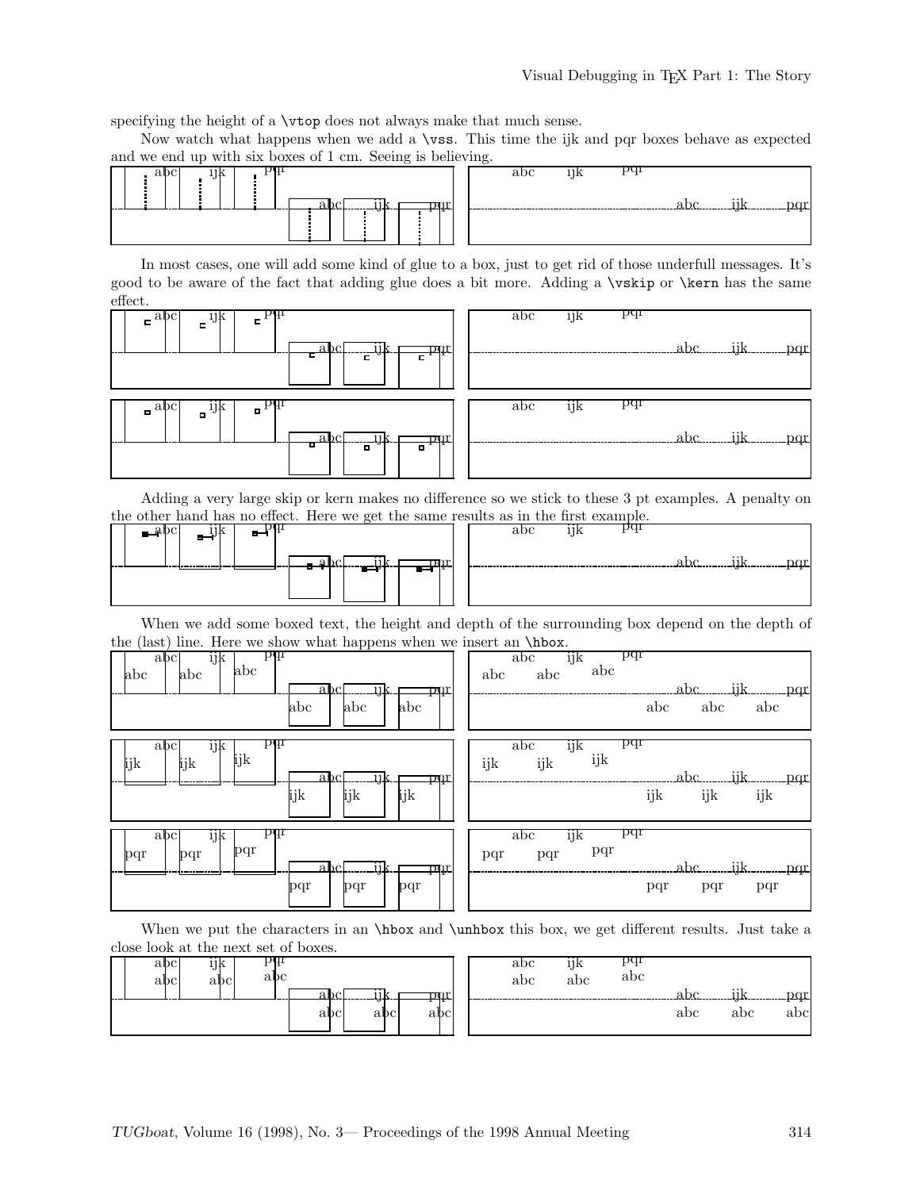specifying the height of a `\vtop` does not always make that much sense.

Now watch what happens when we add a `\vss`. This time the ijk and pqr boxes behave as expected and we end up with six boxes of 1 cm. Seeing is believing.

In most cases, one will add some kind of glue to a box, just to get rid of those underfull messages. It's good to be aware of the fact that adding glue does a bit more. Adding a `\vskip` or `\kern` has the same effect.

Adding a very large skip or kern makes no difference so we stick to these 3 pt examples. A penalty on the other hand has no effect. Here we get the same results as in the first example.

When we add some boxed text, the height and depth of the surrounding box depend on the depth of the (last) line. Here we show what happens when we insert an `\hbox`.

When we put the characters in an `\hbox` and `\unhbox` this box, we get different results. Just take a close look at the next set of boxes.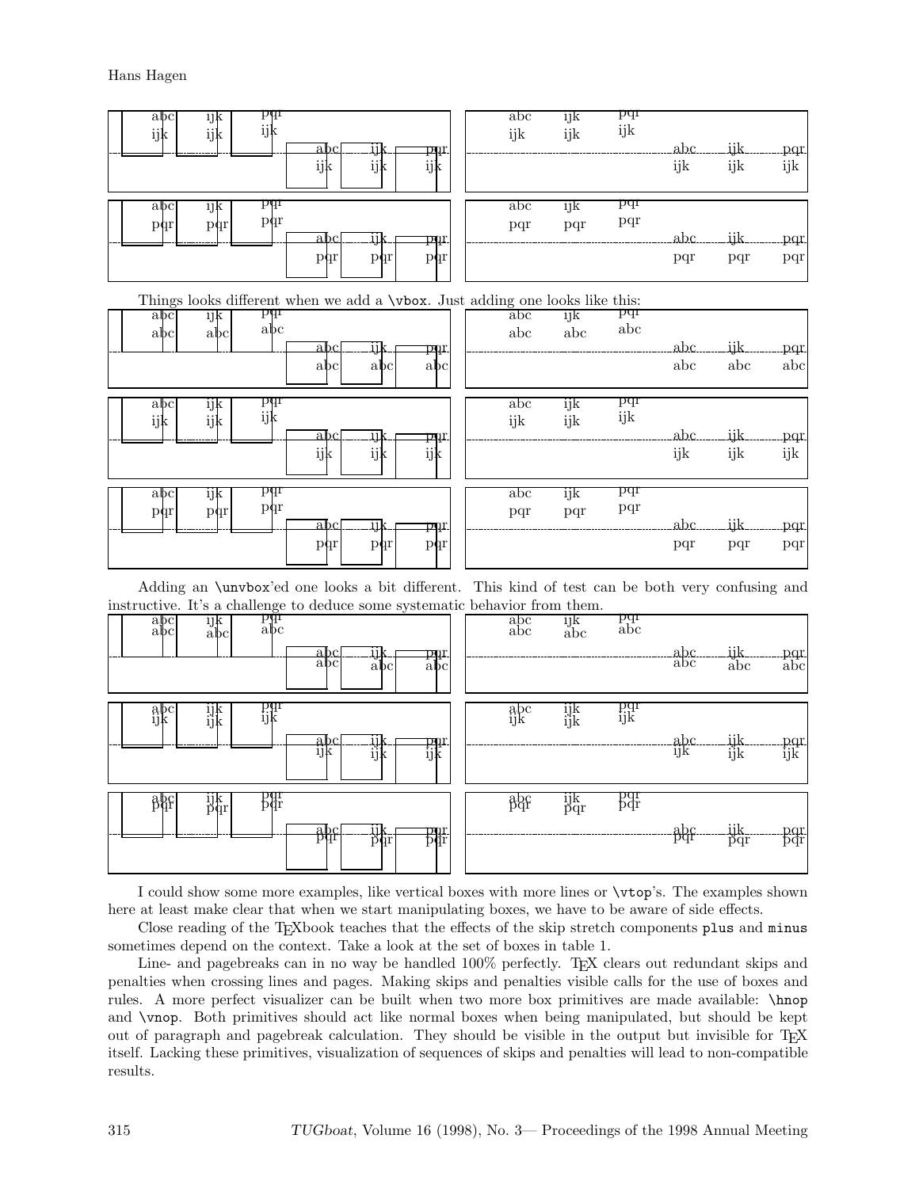Things looks different when we add a `\vbox`. Just adding one looks like this:

Adding an `\unvbox`'ed one looks a bit different. This kind of test can be both very confusing and instructive. It's a challenge to deduce some systematic behavior from them.

I could show some more examples, like vertical boxes with more lines or `\vtop`'s. The examples shown here at least make clear that when we start manipulating boxes, we have to be aware of side effects.

Close reading of the TEXbook teaches that the effects of the skip stretch components `plus` and `minus` sometimes depend on the context. Take a look at the set of boxes in table 1.

Line- and pagebreaks can in no way be handled 100% perfectly. TEX clears out redundant skips and penalties when crossing lines and pages. Making skips and penalties visible calls for the use of boxes and rules. A more perfect visualizer can be built when two more box primitives are made available: `\hnop` and `\vnop`. Both primitives should act like normal boxes when being manipulated, but should be kept out of paragraph and pagebreak calculation. They should be visible in the output but invisible for TEX itself. Lacking these primitives, visualization of sequences of skips and penalties will lead to non-compatible results.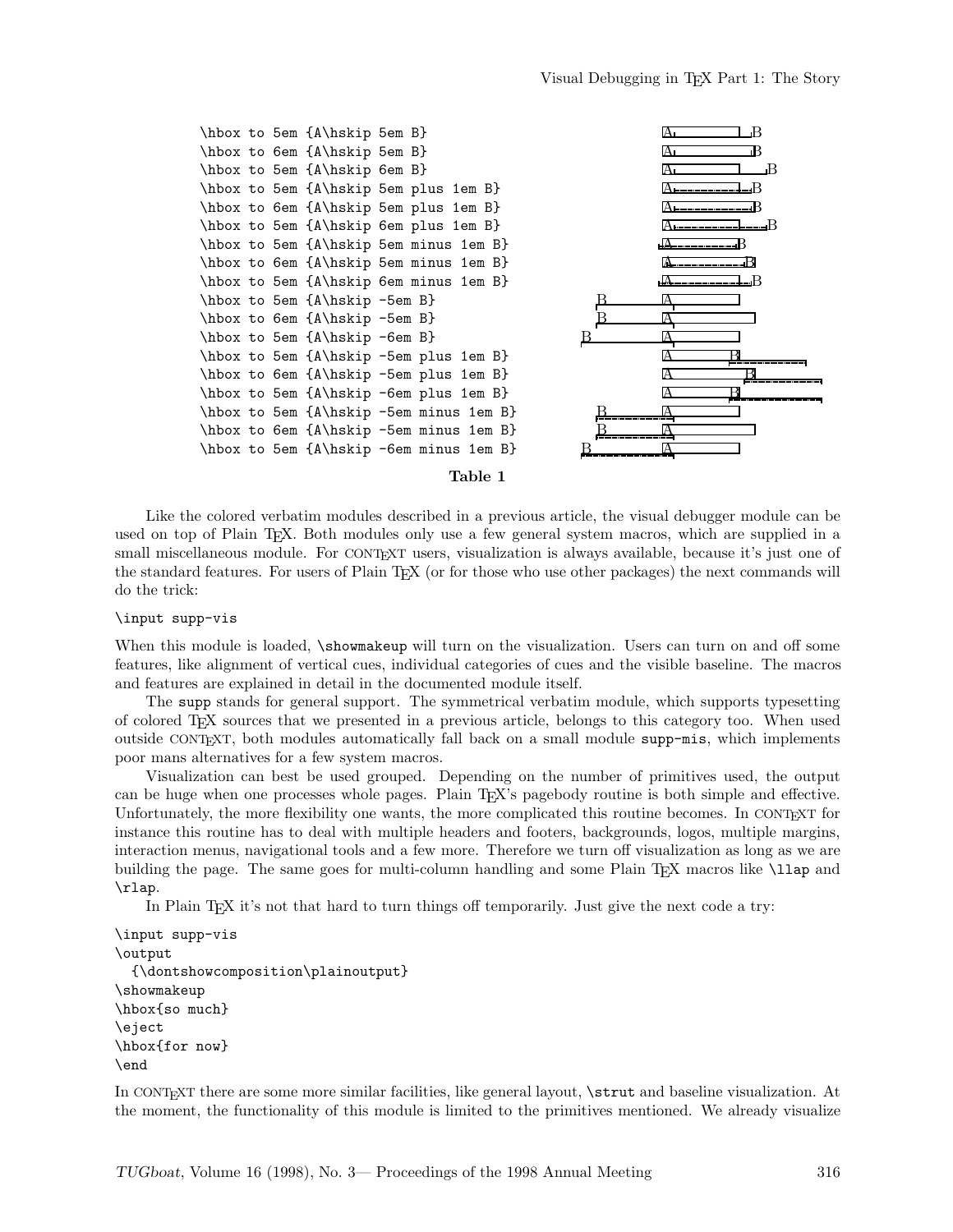```
\hbox to 5em {A\hskip 5em B}
\hbox to 6em {A\hskip 5em B}
\hbox to 5em {A\hskip 6em B}
\hbox to 5em {A\hskip 5em plus 1em B}
\hbox to 6em {A\hskip 5em plus 1em B}
\hbox to 5em {A\hskip 6em plus 1em B}
\hbox to 5em {A\hskip 5em minus 1em B}
\hbox to 6em {A\hskip 5em minus 1em B}
\hbox to 5em {A\hskip 6em minus 1em B}
\hbox to 5em {A\hskip -5em B}
\hbox to 6em {A\hskip -5em B}
\hbox to 5em {A\hskip -6em B}
\hbox to 5em {A\hskip -5em plus 1em B}
\hbox to 6em {A\hskip -5em plus 1em B}
\hbox to 5em {A\hskip -6em plus 1em B}
\hbox to 5em {A\hskip -5em minus 1em B}
\hbox to 6em {A\hskip -5em minus 1em B}
\hbox to 5em {A\hskip -6em minus 1em B}
```

**Table 1**

Like the colored verbatim modules described in a previous article, the visual debugger module can be used on top of Plain TEX. Both modules only use a few general system macros, which are supplied in a small miscellaneous module. For CONTEXT users, visualization is always available, because it's just one of the standard features. For users of Plain TEX (or for those who use other packages) the next commands will do the trick:

```
\input supp-vis
```

When this module is loaded, `\showmakeup` will turn on the visualization. Users can turn on and off some features, like alignment of vertical cues, individual categories of cues and the visible baseline. The macros and features are explained in detail in the documented module itself.

The `supp` stands for general support. The symmetrical verbatim module, which supports typesetting of colored TEX sources that we presented in a previous article, belongs to this category too. When used outside CONTEXT, both modules automatically fall back on a small module `supp-mis`, which implements poor mans alternatives for a few system macros.

Visualization can best be used grouped. Depending on the number of primitives used, the output can be huge when one processes whole pages. Plain TEX's pagebody routine is both simple and effective. Unfortunately, the more flexibility one wants, the more complicated this routine becomes. In CONTEXT for instance this routine has to deal with multiple headers and footers, backgrounds, logos, multiple margins, interaction menus, navigational tools and a few more. Therefore we turn off visualization as long as we are building the page. The same goes for multi-column handling and some Plain TEX macros like `\llap` and `\rlap`.

In Plain TEX it's not that hard to turn things off temporarily. Just give the next code a try:

```
\input supp-vis
\output
  {\dontshowcomposition\plainoutput}
\showmakeup
\hbox{so much}
\eject
\hbox{for now}
\end
```

In CONTEXT there are some more similar facilities, like general layout, `\strut` and baseline visualization. At the moment, the functionality of this module is limited to the primitives mentioned. We already visualize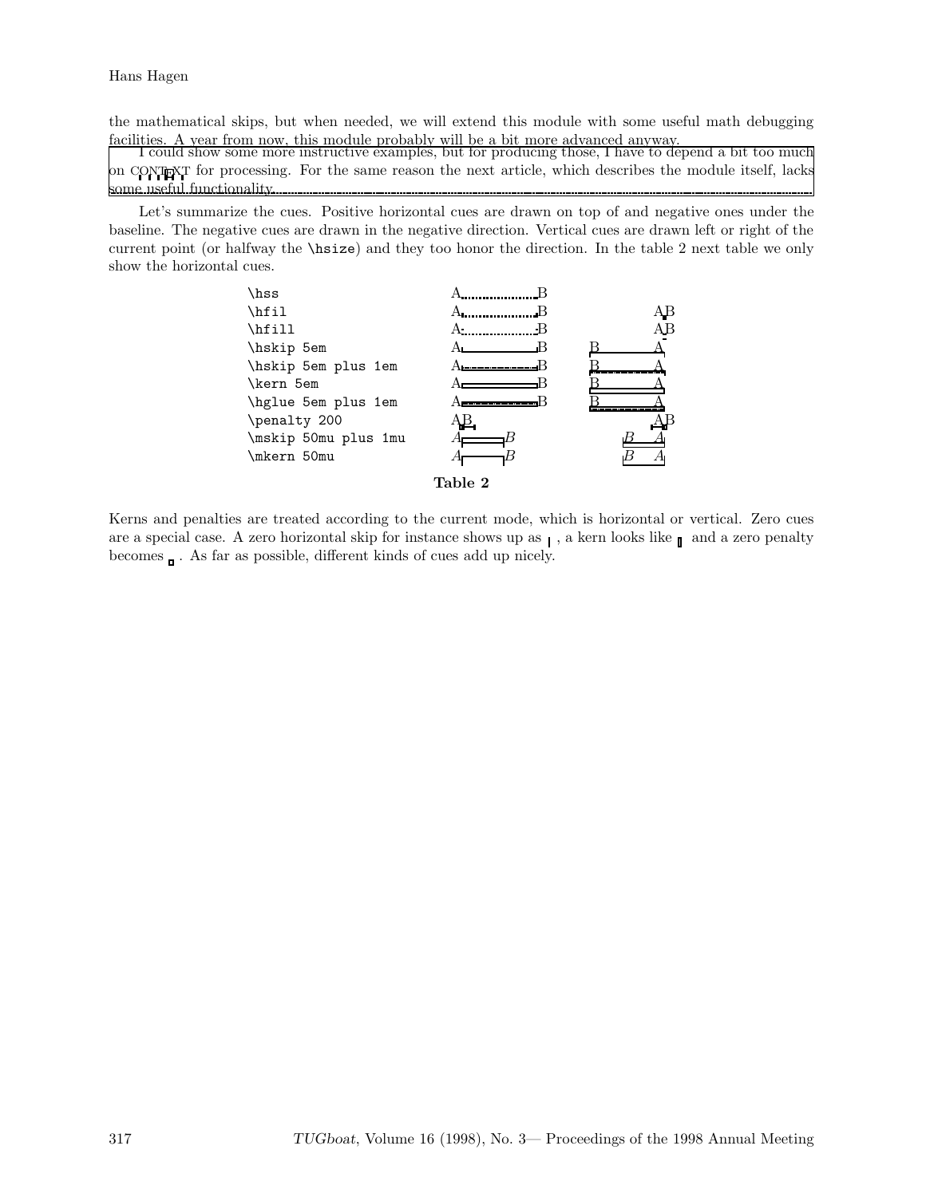the mathematical skips, but when needed, we will extend this module with some useful math debugging facilities. A year from now, this module probably will be a bit more advanced anyway.

I could show some more instructive examples, but for producing those, I have to depend a bit too much on CONTEXT for processing. For the same reason the next article, which describes the module itself, lacks some useful functionality.

Let's summarize the cues. Positive horizontal cues are drawn on top of and negative ones under the baseline. The negative cues are drawn in the negative direction. Vertical cues are drawn left or right of the current point (or halfway the `\hsize`) and they too honor the direction. In the table 2 next table we only show the horizontal cues.

| | | |
|---|---|---|
| `\hss` | A B | |
| `\hfil` | A B | AB |
| `\hfill` | A B | AB |
| `\hskip 5em` | A B | B A |
| `\hskip 5em plus 1em` | A B | B A |
| `\kern 5em` | A B | B A |
| `\hglue 5em plus 1em` | A B | B A |
| `\penalty 200` | AB | AB |
| `\mskip 50mu plus 1mu` | $A$ $B$ | $B$ $A$ |
| `\mkern 50mu` | $A$ $B$ | $B$ $A$ |

**Table 2**

Kerns and penalties are treated according to the current mode, which is horizontal or vertical. Zero cues are a special case. A zero horizontal skip for instance shows up as, a kern looks like and a zero penalty becomes. As far as possible, different kinds of cues add up nicely.